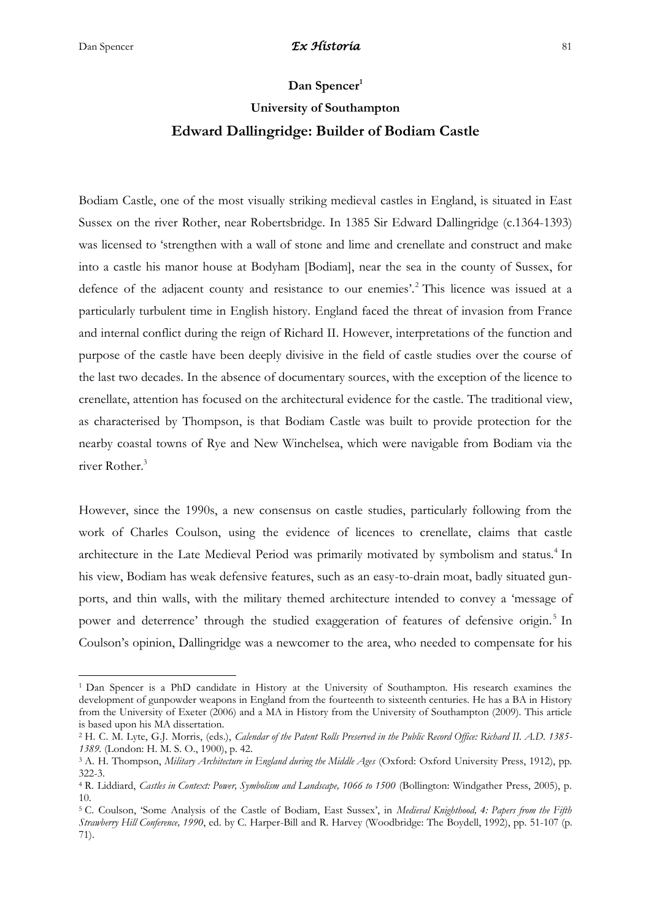**Dan Spencer**[1]

**University of Southampton**

## Edward Dallingridge: Builder of Bodiam Castle

Bodiam Castle, one of the most visually striking medieval castles in England, is situated in East Sussex on the river Rother, near Robertsbridge. In 1385 Sir Edward Dallingridge (c.1364-1393) was licensed to 'strengthen with a wall of stone and lime and crenellate and construct and make into a castle his manor house at Bodyham [Bodiam], near the sea in the county of Sussex, for defence of the adjacent county and resistance to our enemies'.[2] This licence was issued at a particularly turbulent time in English history. England faced the threat of invasion from France and internal conflict during the reign of Richard II. However, interpretations of the function and purpose of the castle have been deeply divisive in the field of castle studies over the course of the last two decades. In the absence of documentary sources, with the exception of the licence to crenellate, attention has focused on the architectural evidence for the castle. The traditional view, as characterised by Thompson, is that Bodiam Castle was built to provide protection for the nearby coastal towns of Rye and New Winchelsea, which were navigable from Bodiam via the river Rother.[3]

However, since the 1990s, a new consensus on castle studies, particularly following from the work of Charles Coulson, using the evidence of licences to crenellate, claims that castle architecture in the Late Medieval Period was primarily motivated by symbolism and status.[4] In his view, Bodiam has weak defensive features, such as an easy-to-drain moat, badly situated gun-ports, and thin walls, with the military themed architecture intended to convey a 'message of power and deterrence' through the studied exaggeration of features of defensive origin.[5] In Coulson's opinion, Dallingridge was a newcomer to the area, who needed to compensate for his

---

[1] Dan Spencer is a PhD candidate in History at the University of Southampton. His research examines the development of gunpowder weapons in England from the fourteenth to sixteenth centuries. He has a BA in History from the University of Exeter (2006) and a MA in History from the University of Southampton (2009). This article is based upon his MA dissertation.

[2] H. C. M. Lyte, G.J. Morris, (eds.), *Calendar of the Patent Rolls Preserved in the Public Record Office: Richard II. A.D. 1385-1389*. (London: H. M. S. O., 1900), p. 42.

[3] A. H. Thompson, *Military Architecture in England during the Middle Ages* (Oxford: Oxford University Press, 1912), pp. 322-3.

[4] R. Liddiard, *Castles in Context: Power, Symbolism and Landscape, 1066 to 1500* (Bollington: Windgather Press, 2005), p. 10.

[5] C. Coulson, 'Some Analysis of the Castle of Bodiam, East Sussex', in *Medieval Knighthood, 4: Papers from the Fifth Strawberry Hill Conference, 1990*, ed. by C. Harper-Bill and R. Harvey (Woodbridge: The Boydell, 1992), pp. 51-107 (p. 71).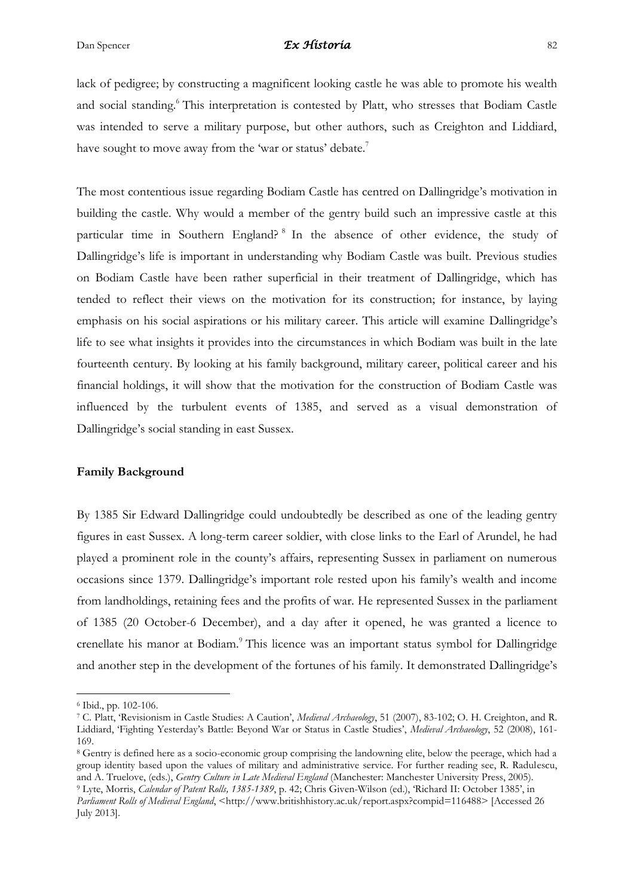lack of pedigree; by constructing a magnificent looking castle he was able to promote his wealth and social standing.[6] This interpretation is contested by Platt, who stresses that Bodiam Castle was intended to serve a military purpose, but other authors, such as Creighton and Liddiard, have sought to move away from the 'war or status' debate.[7]

The most contentious issue regarding Bodiam Castle has centred on Dallingridge's motivation in building the castle. Why would a member of the gentry build such an impressive castle at this particular time in Southern England?[8] In the absence of other evidence, the study of Dallingridge's life is important in understanding why Bodiam Castle was built. Previous studies on Bodiam Castle have been rather superficial in their treatment of Dallingridge, which has tended to reflect their views on the motivation for its construction; for instance, by laying emphasis on his social aspirations or his military career. This article will examine Dallingridge's life to see what insights it provides into the circumstances in which Bodiam was built in the late fourteenth century. By looking at his family background, military career, political career and his financial holdings, it will show that the motivation for the construction of Bodiam Castle was influenced by the turbulent events of 1385, and served as a visual demonstration of Dallingridge's social standing in east Sussex.

## Family Background

By 1385 Sir Edward Dallingridge could undoubtedly be described as one of the leading gentry figures in east Sussex. A long-term career soldier, with close links to the Earl of Arundel, he had played a prominent role in the county's affairs, representing Sussex in parliament on numerous occasions since 1379. Dallingridge's important role rested upon his family's wealth and income from landholdings, retaining fees and the profits of war. He represented Sussex in the parliament of 1385 (20 October-6 December), and a day after it opened, he was granted a licence to crenellate his manor at Bodiam.[9] This licence was an important status symbol for Dallingridge and another step in the development of the fortunes of his family. It demonstrated Dallingridge's

---

[6] Ibid., pp. 102-106.

[7] C. Platt, 'Revisionism in Castle Studies: A Caution', *Medieval Archaeology*, 51 (2007), 83-102; O. H. Creighton, and R. Liddiard, 'Fighting Yesterday's Battle: Beyond War or Status in Castle Studies', *Medieval Archaeology*, 52 (2008), 161-169.

[8] Gentry is defined here as a socio-economic group comprising the landowning elite, below the peerage, which had a group identity based upon the values of military and administrative service. For further reading see, R. Radulescu, and A. Truelove, (eds.), *Gentry Culture in Late Medieval England* (Manchester: Manchester University Press, 2005).

[9] Lyte, Morris, *Calendar of Patent Rolls, 1385-1389*, p. 42; Chris Given-Wilson (ed.), 'Richard II: October 1385', in *Parliament Rolls of Medieval England*, <http://www.britishhistory.ac.uk/report.aspx?compid=116488> [Accessed 26 July 2013].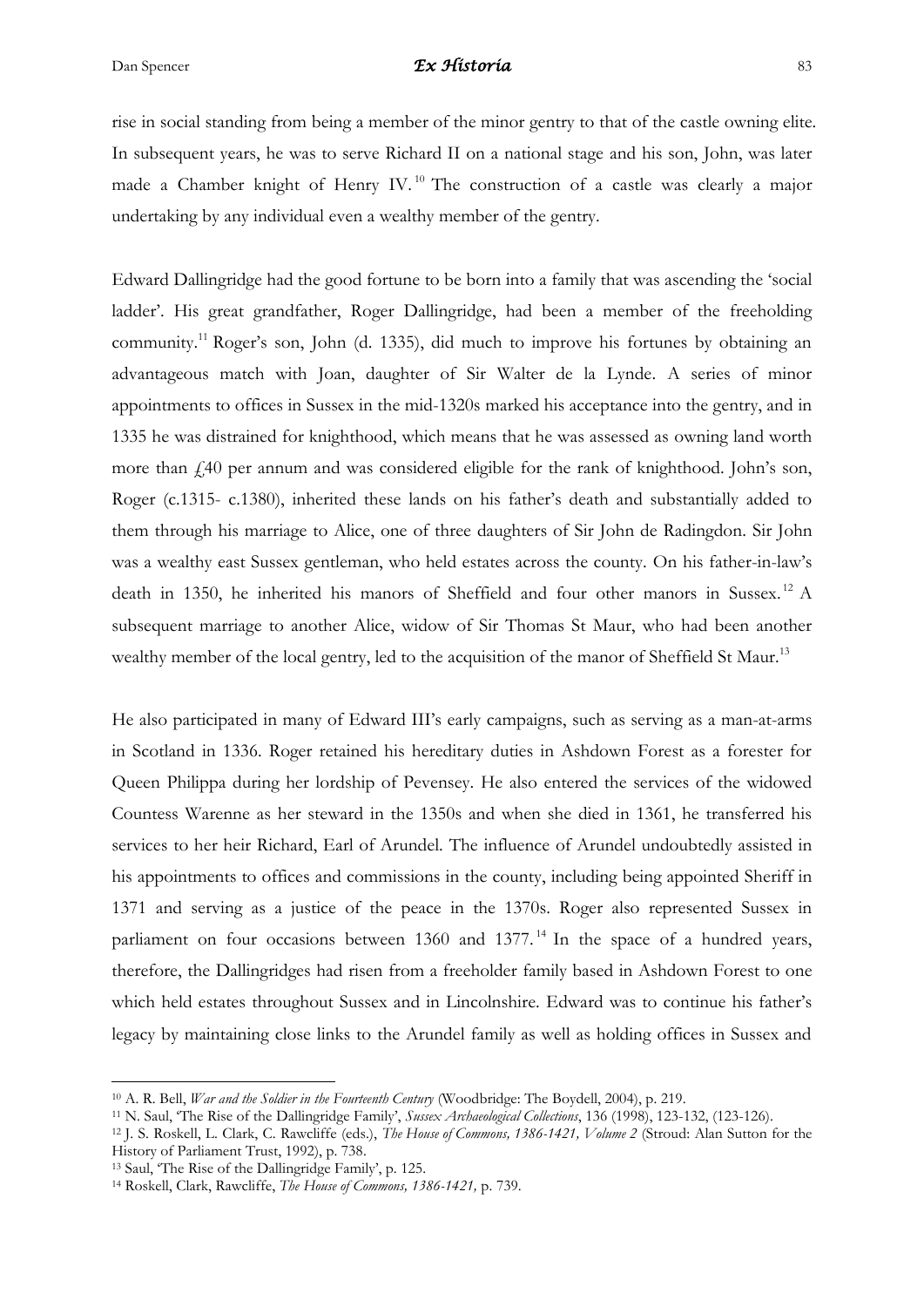rise in social standing from being a member of the minor gentry to that of the castle owning elite. In subsequent years, he was to serve Richard II on a national stage and his son, John, was later made a Chamber knight of Henry IV.[10] The construction of a castle was clearly a major undertaking by any individual even a wealthy member of the gentry.

Edward Dallingridge had the good fortune to be born into a family that was ascending the 'social ladder'. His great grandfather, Roger Dallingridge, had been a member of the freeholding community.[11] Roger's son, John (d. 1335), did much to improve his fortunes by obtaining an advantageous match with Joan, daughter of Sir Walter de la Lynde. A series of minor appointments to offices in Sussex in the mid-1320s marked his acceptance into the gentry, and in 1335 he was distrained for knighthood, which means that he was assessed as owning land worth more than £40 per annum and was considered eligible for the rank of knighthood. John's son, Roger (c.1315- c.1380), inherited these lands on his father's death and substantially added to them through his marriage to Alice, one of three daughters of Sir John de Radingdon. Sir John was a wealthy east Sussex gentleman, who held estates across the county. On his father-in-law's death in 1350, he inherited his manors of Sheffield and four other manors in Sussex.[12] A subsequent marriage to another Alice, widow of Sir Thomas St Maur, who had been another wealthy member of the local gentry, led to the acquisition of the manor of Sheffield St Maur.[13]

He also participated in many of Edward III's early campaigns, such as serving as a man-at-arms in Scotland in 1336. Roger retained his hereditary duties in Ashdown Forest as a forester for Queen Philippa during her lordship of Pevensey. He also entered the services of the widowed Countess Warenne as her steward in the 1350s and when she died in 1361, he transferred his services to her heir Richard, Earl of Arundel. The influence of Arundel undoubtedly assisted in his appointments to offices and commissions in the county, including being appointed Sheriff in 1371 and serving as a justice of the peace in the 1370s. Roger also represented Sussex in parliament on four occasions between 1360 and 1377.[14] In the space of a hundred years, therefore, the Dallingridges had risen from a freeholder family based in Ashdown Forest to one which held estates throughout Sussex and in Lincolnshire. Edward was to continue his father's legacy by maintaining close links to the Arundel family as well as holding offices in Sussex and

---

[10] A. R. Bell, *War and the Soldier in the Fourteenth Century* (Woodbridge: The Boydell, 2004), p. 219.

[11] N. Saul, 'The Rise of the Dallingridge Family', *Sussex Archaeological Collections*, 136 (1998), 123-132, (123-126).

[12] J. S. Roskell, L. Clark, C. Rawcliffe (eds.), *The House of Commons, 1386-1421, Volume 2* (Stroud: Alan Sutton for the History of Parliament Trust, 1992), p. 738.

[13] Saul, 'The Rise of the Dallingridge Family', p. 125.

[14] Roskell, Clark, Rawcliffe, *The House of Commons, 1386-1421,* p. 739.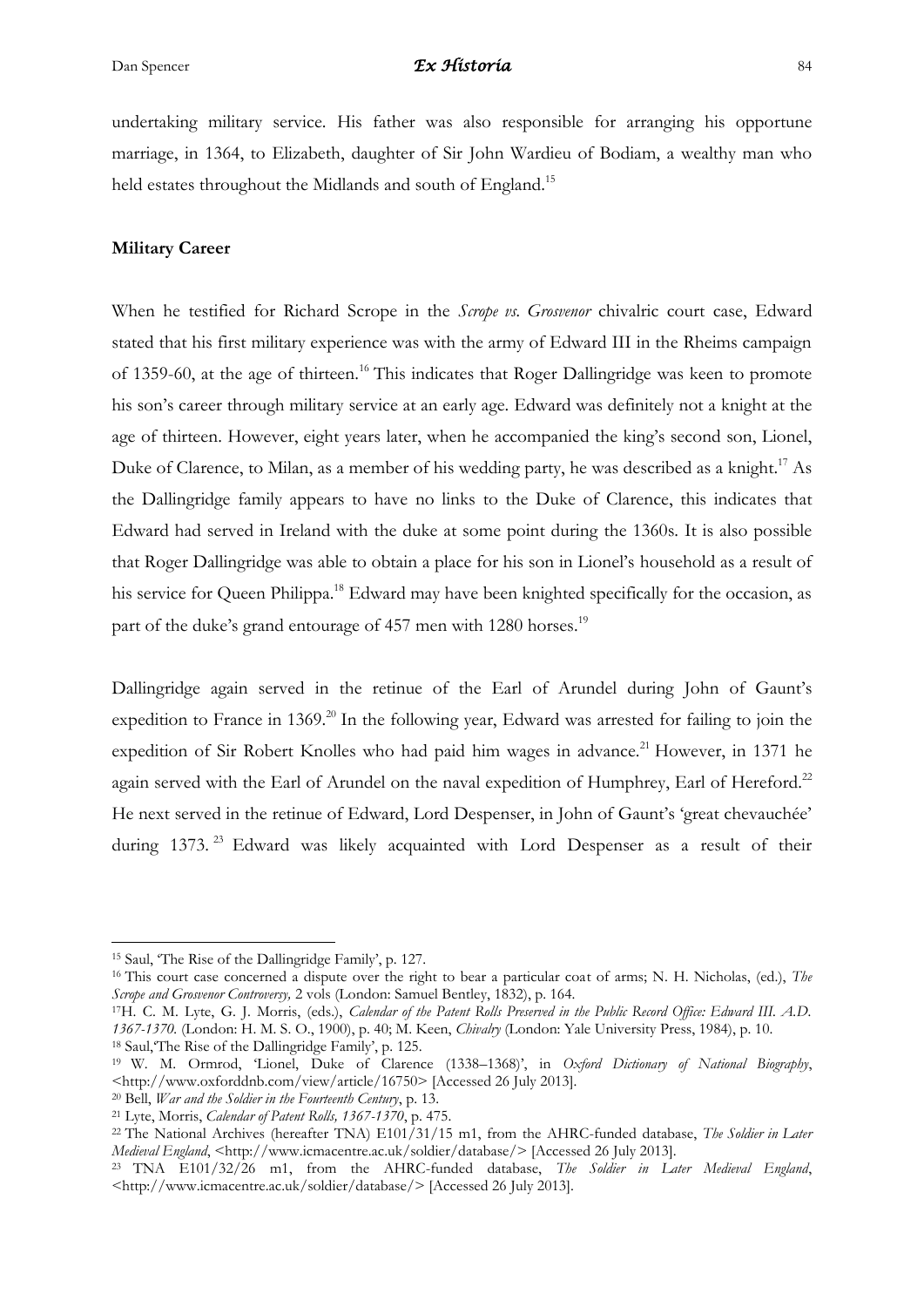undertaking military service. His father was also responsible for arranging his opportune marriage, in 1364, to Elizabeth, daughter of Sir John Wardieu of Bodiam, a wealthy man who held estates throughout the Midlands and south of England.[15]

**Military Career**

When he testified for Richard Scrope in the *Scrope vs. Grosvenor* chivalric court case, Edward stated that his first military experience was with the army of Edward III in the Rheims campaign of 1359-60, at the age of thirteen.[16] This indicates that Roger Dallingridge was keen to promote his son's career through military service at an early age. Edward was definitely not a knight at the age of thirteen. However, eight years later, when he accompanied the king's second son, Lionel, Duke of Clarence, to Milan, as a member of his wedding party, he was described as a knight.[17] As the Dallingridge family appears to have no links to the Duke of Clarence, this indicates that Edward had served in Ireland with the duke at some point during the 1360s. It is also possible that Roger Dallingridge was able to obtain a place for his son in Lionel's household as a result of his service for Queen Philippa.[18] Edward may have been knighted specifically for the occasion, as part of the duke's grand entourage of 457 men with 1280 horses.[19]

Dallingridge again served in the retinue of the Earl of Arundel during John of Gaunt's expedition to France in 1369.[20] In the following year, Edward was arrested for failing to join the expedition of Sir Robert Knolles who had paid him wages in advance.[21] However, in 1371 he again served with the Earl of Arundel on the naval expedition of Humphrey, Earl of Hereford.[22] He next served in the retinue of Edward, Lord Despenser, in John of Gaunt's 'great chevauchée' during 1373.[23] Edward was likely acquainted with Lord Despenser as a result of their

---

[15] Saul, 'The Rise of the Dallingridge Family', p. 127.

[16] This court case concerned a dispute over the right to bear a particular coat of arms; N. H. Nicholas, (ed.), *The Scrope and Grosvenor Controversy,* 2 vols (London: Samuel Bentley, 1832), p. 164.

[17] H. C. M. Lyte, G. J. Morris, (eds.), *Calendar of the Patent Rolls Preserved in the Public Record Office: Edward III. A.D. 1367-1370.* (London: H. M. S. O., 1900), p. 40; M. Keen, *Chivalry* (London: Yale University Press, 1984), p. 10.

[18] Saul,'The Rise of the Dallingridge Family', p. 125.

[19] W. M. Ormrod, 'Lionel, Duke of Clarence (1338–1368)', in *Oxford Dictionary of National Biography*, <http://www.oxforddnb.com/view/article/16750> [Accessed 26 July 2013].

[20] Bell, *War and the Soldier in the Fourteenth Century*, p. 13.

[21] Lyte, Morris, *Calendar of Patent Rolls, 1367-1370*, p. 475.

[22] The National Archives (hereafter TNA) E101/31/15 m1, from the AHRC-funded database, *The Soldier in Later Medieval England*, <http://www.icmacentre.ac.uk/soldier/database/> [Accessed 26 July 2013].

[23] TNA E101/32/26 m1, from the AHRC-funded database, *The Soldier in Later Medieval England*, <http://www.icmacentre.ac.uk/soldier/database/> [Accessed 26 July 2013].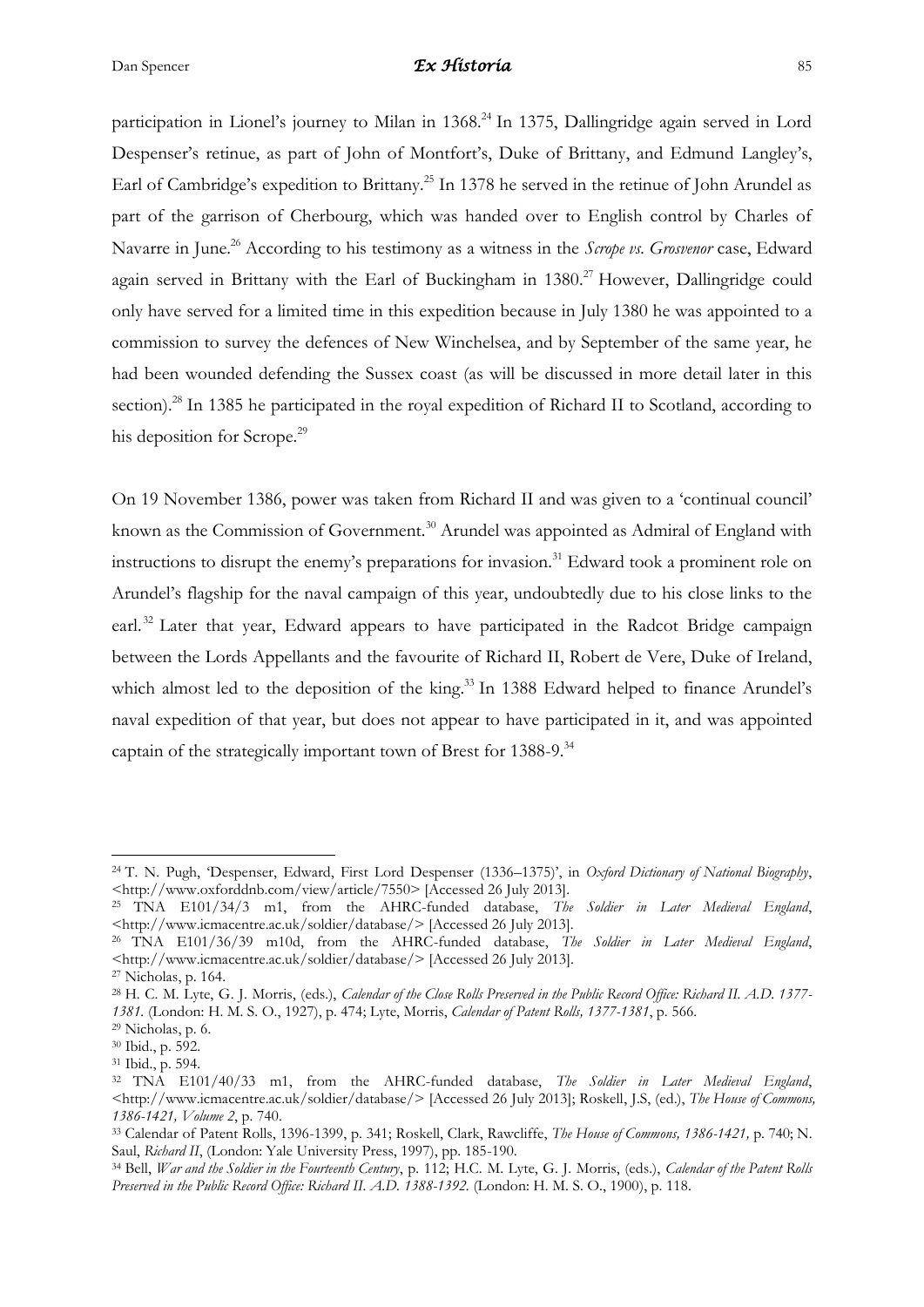participation in Lionel's journey to Milan in 1368.[24] In 1375, Dallingridge again served in Lord Despenser's retinue, as part of John of Montfort's, Duke of Brittany, and Edmund Langley's, Earl of Cambridge's expedition to Brittany.[25] In 1378 he served in the retinue of John Arundel as part of the garrison of Cherbourg, which was handed over to English control by Charles of Navarre in June.[26] According to his testimony as a witness in the *Scrope vs. Grosvenor* case, Edward again served in Brittany with the Earl of Buckingham in 1380.[27] However, Dallingridge could only have served for a limited time in this expedition because in July 1380 he was appointed to a commission to survey the defences of New Winchelsea, and by September of the same year, he had been wounded defending the Sussex coast (as will be discussed in more detail later in this section).[28] In 1385 he participated in the royal expedition of Richard II to Scotland, according to his deposition for Scrope.[29]

On 19 November 1386, power was taken from Richard II and was given to a 'continual council' known as the Commission of Government.[30] Arundel was appointed as Admiral of England with instructions to disrupt the enemy's preparations for invasion.[31] Edward took a prominent role on Arundel's flagship for the naval campaign of this year, undoubtedly due to his close links to the earl.[32] Later that year, Edward appears to have participated in the Radcot Bridge campaign between the Lords Appellants and the favourite of Richard II, Robert de Vere, Duke of Ireland, which almost led to the deposition of the king.[33] In 1388 Edward helped to finance Arundel's naval expedition of that year, but does not appear to have participated in it, and was appointed captain of the strategically important town of Brest for 1388-9.[34]

---

[24] T. N. Pugh, 'Despenser, Edward, First Lord Despenser (1336–1375)', in *Oxford Dictionary of National Biography*, <http://www.oxforddnb.com/view/article/7550> [Accessed 26 July 2013].

[25] TNA E101/34/3 m1, from the AHRC-funded database, *The Soldier in Later Medieval England*, <http://www.icmacentre.ac.uk/soldier/database/> [Accessed 26 July 2013].

[26] TNA E101/36/39 m10d, from the AHRC-funded database, *The Soldier in Later Medieval England*, <http://www.icmacentre.ac.uk/soldier/database/> [Accessed 26 July 2013].

[27] Nicholas, p. 164.

[28] H. C. M. Lyte, G. J. Morris, (eds.), *Calendar of the Close Rolls Preserved in the Public Record Office: Richard II. A.D. 1377-1381.* (London: H. M. S. O., 1927), p. 474; Lyte, Morris, *Calendar of Patent Rolls, 1377-1381*, p. 566.

[29] Nicholas, p. 6.

[30] Ibid., p. 592.

[31] Ibid., p. 594.

[32] TNA E101/40/33 m1, from the AHRC-funded database, *The Soldier in Later Medieval England*, <http://www.icmacentre.ac.uk/soldier/database/> [Accessed 26 July 2013]; Roskell, J.S, (ed.), *The House of Commons, 1386-1421, Volume 2*, p. 740.

[33] Calendar of Patent Rolls, 1396-1399, p. 341; Roskell, Clark, Rawcliffe, *The House of Commons, 1386-1421,* p. 740; N. Saul, *Richard II*, (London: Yale University Press, 1997), pp. 185-190.

[34] Bell, *War and the Soldier in the Fourteenth Century*, p. 112; H.C. M. Lyte, G. J. Morris, (eds.), *Calendar of the Patent Rolls Preserved in the Public Record Office: Richard II. A.D. 1388-1392.* (London: H. M. S. O., 1900), p. 118.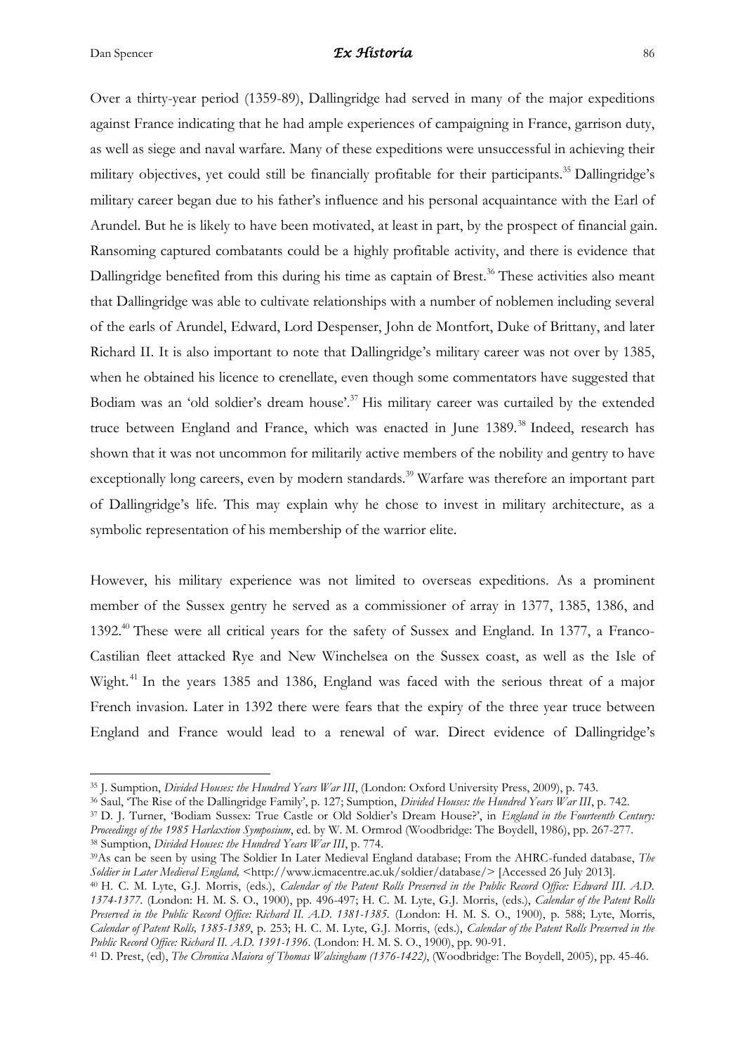Over a thirty-year period (1359-89), Dallingridge had served in many of the major expeditions against France indicating that he had ample experiences of campaigning in France, garrison duty, as well as siege and naval warfare. Many of these expeditions were unsuccessful in achieving their military objectives, yet could still be financially profitable for their participants.[35] Dallingridge's military career began due to his father's influence and his personal acquaintance with the Earl of Arundel. But he is likely to have been motivated, at least in part, by the prospect of financial gain. Ransoming captured combatants could be a highly profitable activity, and there is evidence that Dallingridge benefited from this during his time as captain of Brest.[36] These activities also meant that Dallingridge was able to cultivate relationships with a number of noblemen including several of the earls of Arundel, Edward, Lord Despenser, John de Montfort, Duke of Brittany, and later Richard II. It is also important to note that Dallingridge's military career was not over by 1385, when he obtained his licence to crenellate, even though some commentators have suggested that Bodiam was an 'old soldier's dream house'.[37] His military career was curtailed by the extended truce between England and France, which was enacted in June 1389.[38] Indeed, research has shown that it was not uncommon for militarily active members of the nobility and gentry to have exceptionally long careers, even by modern standards.[39] Warfare was therefore an important part of Dallingridge's life. This may explain why he chose to invest in military architecture, as a symbolic representation of his membership of the warrior elite.

However, his military experience was not limited to overseas expeditions. As a prominent member of the Sussex gentry he served as a commissioner of array in 1377, 1385, 1386, and 1392.[40] These were all critical years for the safety of Sussex and England. In 1377, a Franco-Castilian fleet attacked Rye and New Winchelsea on the Sussex coast, as well as the Isle of Wight.[41] In the years 1385 and 1386, England was faced with the serious threat of a major French invasion. Later in 1392 there were fears that the expiry of the three year truce between England and France would lead to a renewal of war. Direct evidence of Dallingridge's

---

[35] J. Sumption, *Divided Houses: the Hundred Years War III*, (London: Oxford University Press, 2009), p. 743.

[36] Saul, 'The Rise of the Dallingridge Family', p. 127; Sumption, *Divided Houses: the Hundred Years War III*, p. 742.

[37] D. J. Turner, 'Bodiam Sussex: True Castle or Old Soldier's Dream House?', in *England in the Fourteenth Century: Proceedings of the 1985 Harlaxtion Symposium*, ed. by W. M. Ormrod (Woodbridge: The Boydell, 1986), pp. 267-277.

[38] Sumption, *Divided Houses: the Hundred Years War III*, p. 774.

[39] As can be seen by using The Soldier In Later Medieval England database; From the AHRC-funded database, *The Soldier in Later Medieval England,* <http://www.icmacentre.ac.uk/soldier/database/> [Accessed 26 July 2013].

[40] H. C. M. Lyte, G.J. Morris, (eds.), *Calendar of the Patent Rolls Preserved in the Public Record Office: Edward III. A.D. 1374-1377.* (London: H. M. S. O., 1900), pp. 496-497; H. C. M. Lyte, G.J. Morris, (eds.), *Calendar of the Patent Rolls Preserved in the Public Record Office: Richard II. A.D. 1381-1385.* (London: H. M. S. O., 1900), p. 588; Lyte, Morris, *Calendar of Patent Rolls, 1385-1389*, p. 253; H. C. M. Lyte, G.J. Morris, (eds.), *Calendar of the Patent Rolls Preserved in the Public Record Office: Richard II. A.D. 1391-1396.* (London: H. M. S. O., 1900), pp. 90-91.

[41] D. Prest, (ed), *The Chronica Maiora of Thomas Walsingham (1376-1422)*, (Woodbridge: The Boydell, 2005), pp. 45-46.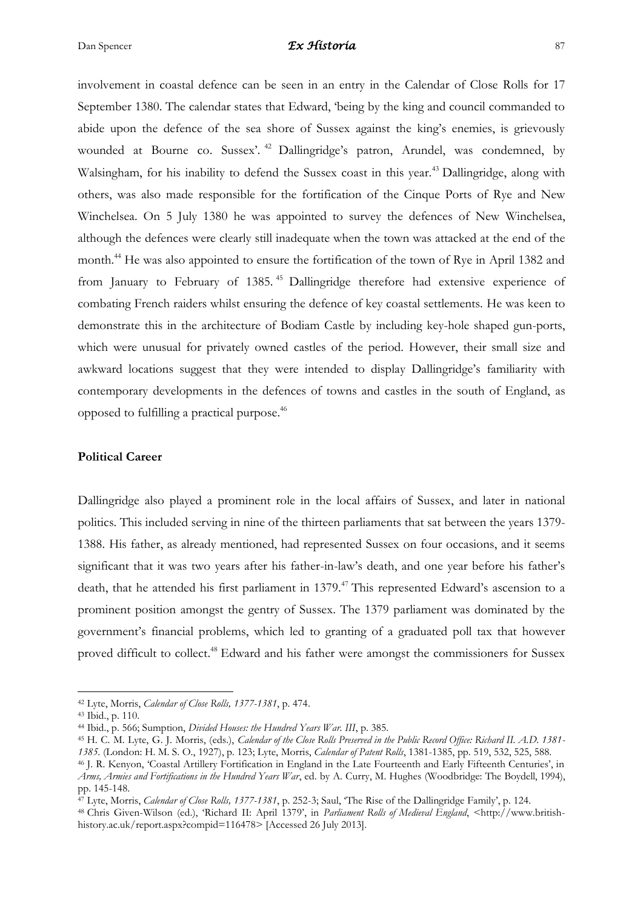involvement in coastal defence can be seen in an entry in the Calendar of Close Rolls for 17 September 1380. The calendar states that Edward, 'being by the king and council commanded to abide upon the defence of the sea shore of Sussex against the king's enemies, is grievously wounded at Bourne co. Sussex'.[42] Dallingridge's patron, Arundel, was condemned, by Walsingham, for his inability to defend the Sussex coast in this year.[43] Dallingridge, along with others, was also made responsible for the fortification of the Cinque Ports of Rye and New Winchelsea. On 5 July 1380 he was appointed to survey the defences of New Winchelsea, although the defences were clearly still inadequate when the town was attacked at the end of the month.[44] He was also appointed to ensure the fortification of the town of Rye in April 1382 and from January to February of 1385.[45] Dallingridge therefore had extensive experience of combating French raiders whilst ensuring the defence of key coastal settlements. He was keen to demonstrate this in the architecture of Bodiam Castle by including key-hole shaped gun-ports, which were unusual for privately owned castles of the period. However, their small size and awkward locations suggest that they were intended to display Dallingridge's familiarity with contemporary developments in the defences of towns and castles in the south of England, as opposed to fulfilling a practical purpose.[46]

**Political Career**

Dallingridge also played a prominent role in the local affairs of Sussex, and later in national politics. This included serving in nine of the thirteen parliaments that sat between the years 1379-1388. His father, as already mentioned, had represented Sussex on four occasions, and it seems significant that it was two years after his father-in-law's death, and one year before his father's death, that he attended his first parliament in 1379.[47] This represented Edward's ascension to a prominent position amongst the gentry of Sussex. The 1379 parliament was dominated by the government's financial problems, which led to granting of a graduated poll tax that however proved difficult to collect.[48] Edward and his father were amongst the commissioners for Sussex

---

[42] Lyte, Morris, *Calendar of Close Rolls, 1377-1381*, p. 474.

[43] Ibid., p. 110.

[44] Ibid., p. 566; Sumption, *Divided Houses: the Hundred Years War. III*, p. 385.

[45] H. C. M. Lyte, G. J. Morris, (eds.), *Calendar of the Close Rolls Preserved in the Public Record Office: Richard II. A.D. 1381-1385.* (London: H. M. S. O., 1927), p. 123; Lyte, Morris, *Calendar of Patent Rolls*, 1381-1385, pp. 519, 532, 525, 588.

[46] J. R. Kenyon, 'Coastal Artillery Fortification in England in the Late Fourteenth and Early Fifteenth Centuries', in *Arms, Armies and Fortifications in the Hundred Years War*, ed. by A. Curry, M. Hughes (Woodbridge: The Boydell, 1994), pp. 145-148.

[47] Lyte, Morris, *Calendar of Close Rolls, 1377-1381*, p. 252-3; Saul, 'The Rise of the Dallingridge Family', p. 124.

[48] Chris Given-Wilson (ed.), 'Richard II: April 1379', in *Parliament Rolls of Medieval England*, <http://www.british-history.ac.uk/report.aspx?compid=116478> [Accessed 26 July 2013].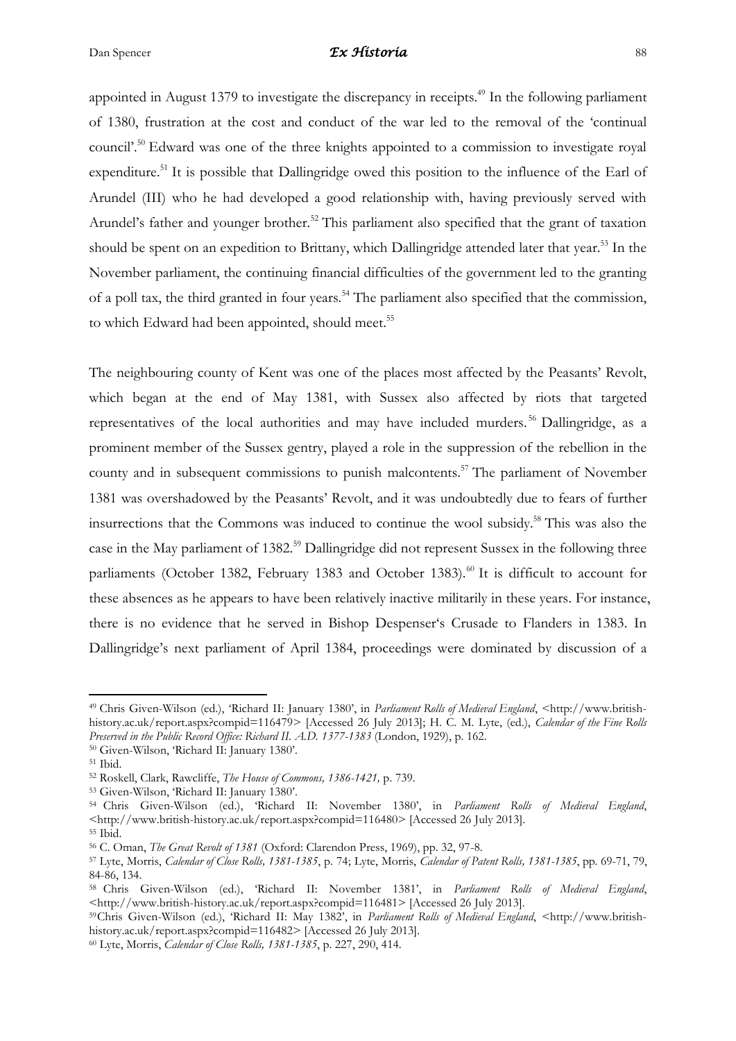appointed in August 1379 to investigate the discrepancy in receipts.[49] In the following parliament of 1380, frustration at the cost and conduct of the war led to the removal of the 'continual council'.[50] Edward was one of the three knights appointed to a commission to investigate royal expenditure.[51] It is possible that Dallingridge owed this position to the influence of the Earl of Arundel (III) who he had developed a good relationship with, having previously served with Arundel's father and younger brother.[52] This parliament also specified that the grant of taxation should be spent on an expedition to Brittany, which Dallingridge attended later that year.[53] In the November parliament, the continuing financial difficulties of the government led to the granting of a poll tax, the third granted in four years.[54] The parliament also specified that the commission, to which Edward had been appointed, should meet.[55]

The neighbouring county of Kent was one of the places most affected by the Peasants' Revolt, which began at the end of May 1381, with Sussex also affected by riots that targeted representatives of the local authorities and may have included murders.[56] Dallingridge, as a prominent member of the Sussex gentry, played a role in the suppression of the rebellion in the county and in subsequent commissions to punish malcontents.[57] The parliament of November 1381 was overshadowed by the Peasants' Revolt, and it was undoubtedly due to fears of further insurrections that the Commons was induced to continue the wool subsidy.[58] This was also the case in the May parliament of 1382.[59] Dallingridge did not represent Sussex in the following three parliaments (October 1382, February 1383 and October 1383).[60] It is difficult to account for these absences as he appears to have been relatively inactive militarily in these years. For instance, there is no evidence that he served in Bishop Despenser's Crusade to Flanders in 1383. In Dallingridge's next parliament of April 1384, proceedings were dominated by discussion of a

---

[49] Chris Given-Wilson (ed.), 'Richard II: January 1380', in *Parliament Rolls of Medieval England*, <http://www.british-history.ac.uk/report.aspx?compid=116479> [Accessed 26 July 2013]; H. C. M. Lyte, (ed.), *Calendar of the Fine Rolls Preserved in the Public Record Office: Richard II. A.D. 1377-1383* (London, 1929), p. 162.

[50] Given-Wilson, 'Richard II: January 1380'.

[51] Ibid.

[52] Roskell, Clark, Rawcliffe, *The House of Commons, 1386-1421,* p. 739.

[53] Given-Wilson, 'Richard II: January 1380'.

[54] Chris Given-Wilson (ed.), 'Richard II: November 1380', in *Parliament Rolls of Medieval England*, <http://www.british-history.ac.uk/report.aspx?compid=116480> [Accessed 26 July 2013].

[55] Ibid.

[56] C. Oman, *The Great Revolt of 1381* (Oxford: Clarendon Press, 1969), pp. 32, 97-8.

[57] Lyte, Morris, *Calendar of Close Rolls, 1381-1385*, p. 74; Lyte, Morris, *Calendar of Patent Rolls, 1381-1385*, pp. 69-71, 79, 84-86, 134.

[58] Chris Given-Wilson (ed.), 'Richard II: November 1381', in *Parliament Rolls of Medieval England*, <http://www.british-history.ac.uk/report.aspx?compid=116481> [Accessed 26 July 2013].

[59] Chris Given-Wilson (ed.), 'Richard II: May 1382', in *Parliament Rolls of Medieval England*, <http://www.british-history.ac.uk/report.aspx?compid=116482> [Accessed 26 July 2013].

[60] Lyte, Morris, *Calendar of Close Rolls, 1381-1385*, p. 227, 290, 414.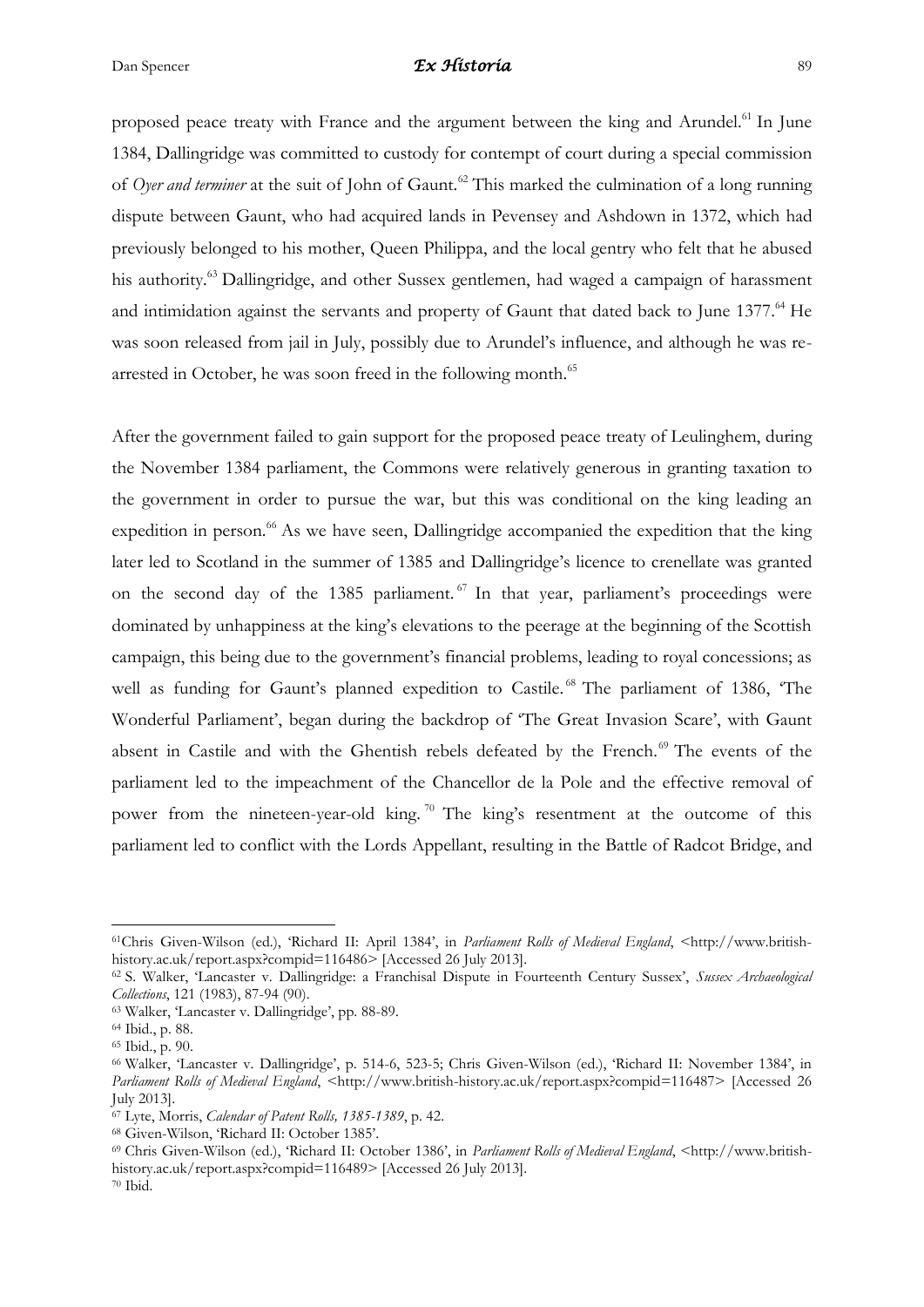proposed peace treaty with France and the argument between the king and Arundel.[61] In June 1384, Dallingridge was committed to custody for contempt of court during a special commission of *Oyer and terminer* at the suit of John of Gaunt.[62] This marked the culmination of a long running dispute between Gaunt, who had acquired lands in Pevensey and Ashdown in 1372, which had previously belonged to his mother, Queen Philippa, and the local gentry who felt that he abused his authority.[63] Dallingridge, and other Sussex gentlemen, had waged a campaign of harassment and intimidation against the servants and property of Gaunt that dated back to June 1377.[64] He was soon released from jail in July, possibly due to Arundel's influence, and although he was re-arrested in October, he was soon freed in the following month.[65]

After the government failed to gain support for the proposed peace treaty of Leulinghem, during the November 1384 parliament, the Commons were relatively generous in granting taxation to the government in order to pursue the war, but this was conditional on the king leading an expedition in person.[66] As we have seen, Dallingridge accompanied the expedition that the king later led to Scotland in the summer of 1385 and Dallingridge's licence to crenellate was granted on the second day of the 1385 parliament.[67] In that year, parliament's proceedings were dominated by unhappiness at the king's elevations to the peerage at the beginning of the Scottish campaign, this being due to the government's financial problems, leading to royal concessions; as well as funding for Gaunt's planned expedition to Castile.[68] The parliament of 1386, 'The Wonderful Parliament', began during the backdrop of 'The Great Invasion Scare', with Gaunt absent in Castile and with the Ghentish rebels defeated by the French.[69] The events of the parliament led to the impeachment of the Chancellor de la Pole and the effective removal of power from the nineteen-year-old king.[70] The king's resentment at the outcome of this parliament led to conflict with the Lords Appellant, resulting in the Battle of Radcot Bridge, and

---

[61] Chris Given-Wilson (ed.), 'Richard II: April 1384', in *Parliament Rolls of Medieval England*, <http://www.british-history.ac.uk/report.aspx?compid=116486> [Accessed 26 July 2013].

[62] S. Walker, 'Lancaster v. Dallingridge: a Franchisal Dispute in Fourteenth Century Sussex', *Sussex Archaeological Collections*, 121 (1983), 87-94 (90).

[63] Walker, 'Lancaster v. Dallingridge', pp. 88-89.

[64] Ibid., p. 88.

[65] Ibid., p. 90.

[66] Walker, 'Lancaster v. Dallingridge', p. 514-6, 523-5; Chris Given-Wilson (ed.), 'Richard II: November 1384', in *Parliament Rolls of Medieval England*, <http://www.british-history.ac.uk/report.aspx?compid=116487> [Accessed 26 July 2013].

[67] Lyte, Morris, *Calendar of Patent Rolls, 1385-1389*, p. 42.

[68] Given-Wilson, 'Richard II: October 1385'.

[69] Chris Given-Wilson (ed.), 'Richard II: October 1386', in *Parliament Rolls of Medieval England*, <http://www.british-history.ac.uk/report.aspx?compid=116489> [Accessed 26 July 2013].

[70] Ibid.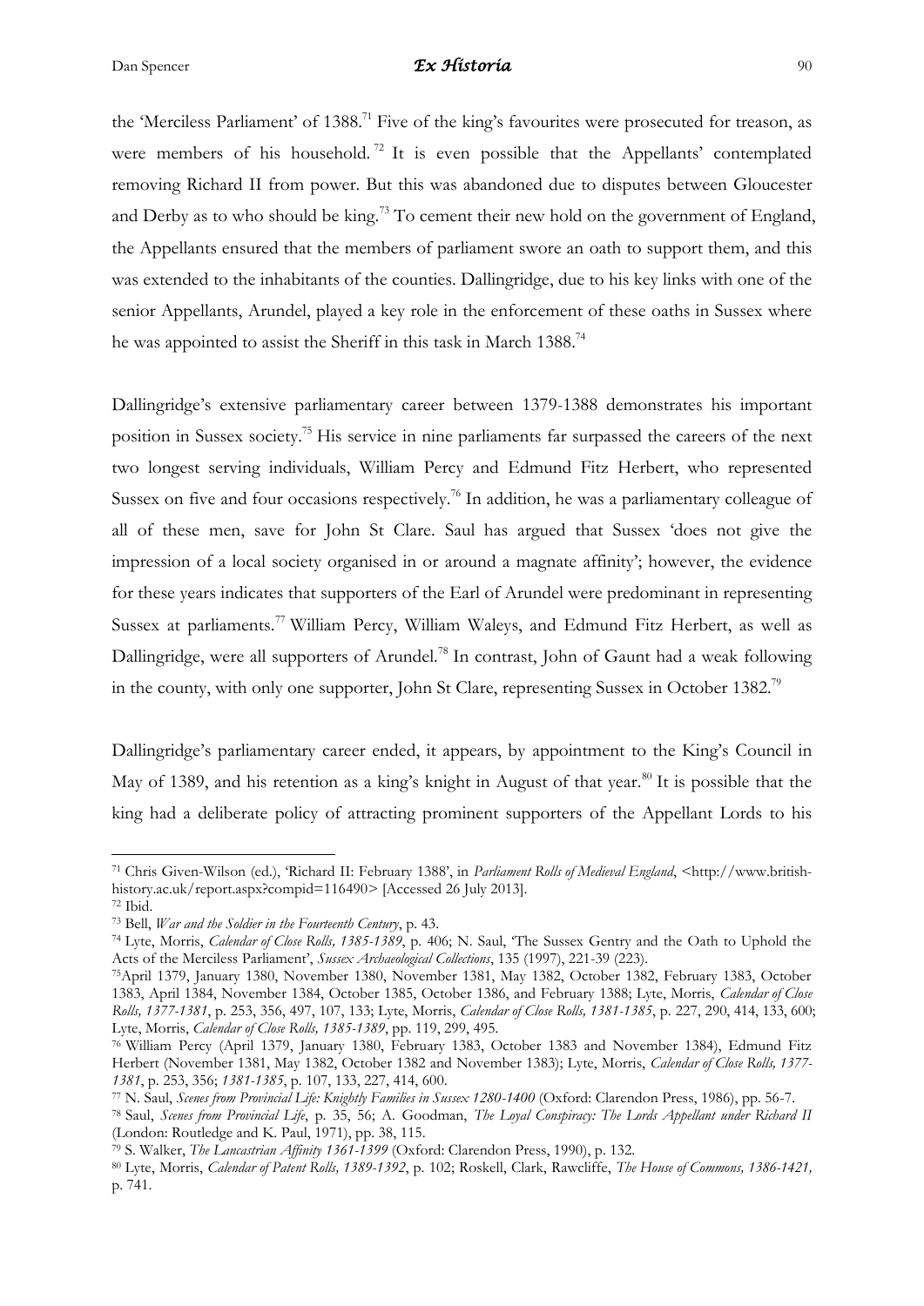the 'Merciless Parliament' of 1388.[71] Five of the king's favourites were prosecuted for treason, as were members of his household.[72] It is even possible that the Appellants' contemplated removing Richard II from power. But this was abandoned due to disputes between Gloucester and Derby as to who should be king.[73] To cement their new hold on the government of England, the Appellants ensured that the members of parliament swore an oath to support them, and this was extended to the inhabitants of the counties. Dallingridge, due to his key links with one of the senior Appellants, Arundel, played a key role in the enforcement of these oaths in Sussex where he was appointed to assist the Sheriff in this task in March 1388.[74]

Dallingridge's extensive parliamentary career between 1379-1388 demonstrates his important position in Sussex society.[75] His service in nine parliaments far surpassed the careers of the next two longest serving individuals, William Percy and Edmund Fitz Herbert, who represented Sussex on five and four occasions respectively.[76] In addition, he was a parliamentary colleague of all of these men, save for John St Clare. Saul has argued that Sussex 'does not give the impression of a local society organised in or around a magnate affinity'; however, the evidence for these years indicates that supporters of the Earl of Arundel were predominant in representing Sussex at parliaments.[77] William Percy, William Waleys, and Edmund Fitz Herbert, as well as Dallingridge, were all supporters of Arundel.[78] In contrast, John of Gaunt had a weak following in the county, with only one supporter, John St Clare, representing Sussex in October 1382.[79]

Dallingridge's parliamentary career ended, it appears, by appointment to the King's Council in May of 1389, and his retention as a king's knight in August of that year.[80] It is possible that the king had a deliberate policy of attracting prominent supporters of the Appellant Lords to his

---

[71] Chris Given-Wilson (ed.), 'Richard II: February 1388', in *Parliament Rolls of Medieval England*, <http://www.british-history.ac.uk/report.aspx?compid=116490> [Accessed 26 July 2013].

[72] Ibid.

[73] Bell, *War and the Soldier in the Fourteenth Century*, p. 43.

[74] Lyte, Morris, *Calendar of Close Rolls, 1385-1389*, p. 406; N. Saul, 'The Sussex Gentry and the Oath to Uphold the Acts of the Merciless Parliament', *Sussex Archaeological Collections*, 135 (1997), 221-39 (223).

[75] April 1379, January 1380, November 1380, November 1381, May 1382, October 1382, February 1383, October 1383, April 1384, November 1384, October 1385, October 1386, and February 1388; Lyte, Morris, *Calendar of Close Rolls, 1377-1381*, p. 253, 356, 497, 107, 133; Lyte, Morris, *Calendar of Close Rolls, 1381-1385*, p. 227, 290, 414, 133, 600; Lyte, Morris, *Calendar of Close Rolls, 1385-1389*, pp. 119, 299, 495.

[76] William Percy (April 1379, January 1380, February 1383, October 1383 and November 1384), Edmund Fitz Herbert (November 1381, May 1382, October 1382 and November 1383); Lyte, Morris, *Calendar of Close Rolls, 1377-1381*, p. 253, 356; *1381-1385*, p. 107, 133, 227, 414, 600.

[77] N. Saul, *Scenes from Provincial Life: Knightly Families in Sussex 1280-1400* (Oxford: Clarendon Press, 1986), pp. 56-7.

[78] Saul, *Scenes from Provincial Life*, p. 35, 56; A. Goodman, *The Loyal Conspiracy: The Lords Appellant under Richard II* (London: Routledge and K. Paul, 1971), pp. 38, 115.

[79] S. Walker, *The Lancastrian Affinity 1361-1399* (Oxford: Clarendon Press, 1990), p. 132.

[80] Lyte, Morris, *Calendar of Patent Rolls, 1389-1392*, p. 102; Roskell, Clark, Rawcliffe, *The House of Commons, 1386-1421,* p. 741.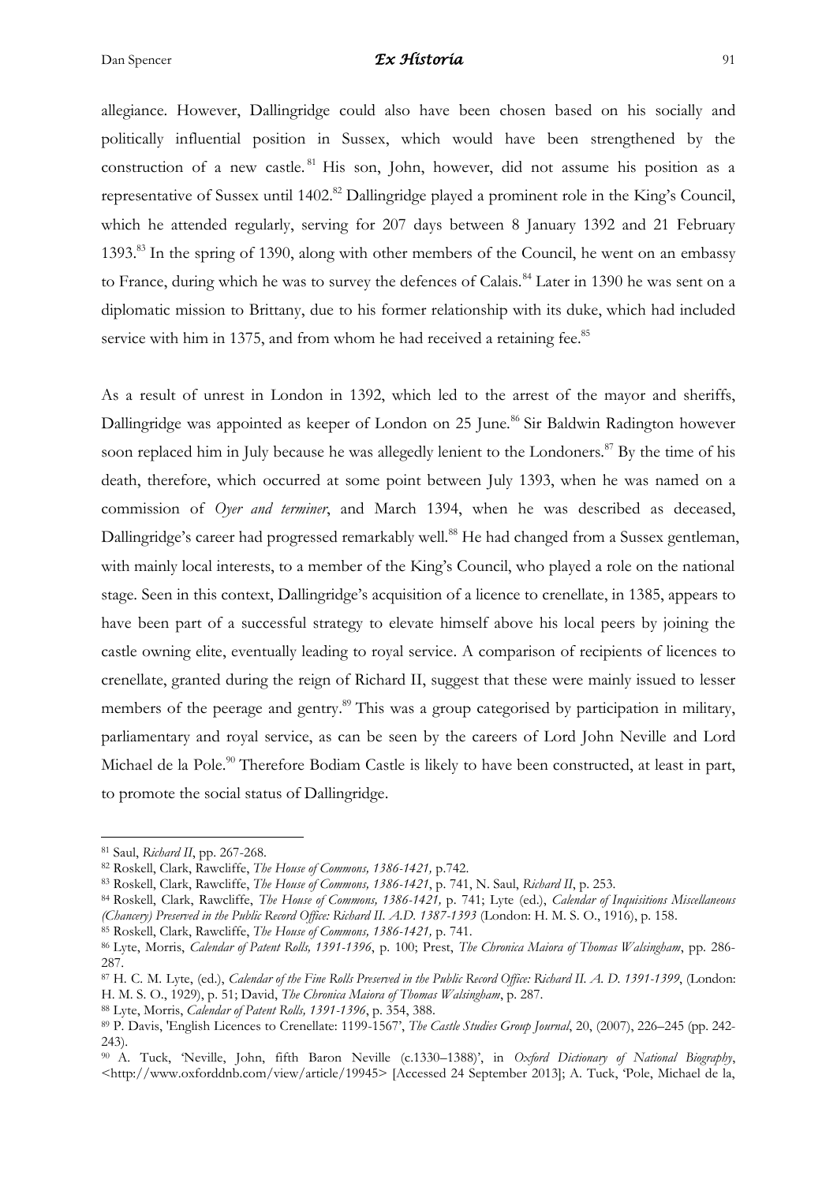allegiance. However, Dallingridge could also have been chosen based on his socially and politically influential position in Sussex, which would have been strengthened by the construction of a new castle.[81] His son, John, however, did not assume his position as a representative of Sussex until 1402.[82] Dallingridge played a prominent role in the King's Council, which he attended regularly, serving for 207 days between 8 January 1392 and 21 February 1393.[83] In the spring of 1390, along with other members of the Council, he went on an embassy to France, during which he was to survey the defences of Calais.[84] Later in 1390 he was sent on a diplomatic mission to Brittany, due to his former relationship with its duke, which had included service with him in 1375, and from whom he had received a retaining fee.[85]

As a result of unrest in London in 1392, which led to the arrest of the mayor and sheriffs, Dallingridge was appointed as keeper of London on 25 June.[86] Sir Baldwin Radington however soon replaced him in July because he was allegedly lenient to the Londoners.[87] By the time of his death, therefore, which occurred at some point between July 1393, when he was named on a commission of *Oyer and terminer*, and March 1394, when he was described as deceased, Dallingridge's career had progressed remarkably well.[88] He had changed from a Sussex gentleman, with mainly local interests, to a member of the King's Council, who played a role on the national stage. Seen in this context, Dallingridge's acquisition of a licence to crenellate, in 1385, appears to have been part of a successful strategy to elevate himself above his local peers by joining the castle owning elite, eventually leading to royal service. A comparison of recipients of licences to crenellate, granted during the reign of Richard II, suggest that these were mainly issued to lesser members of the peerage and gentry.[89] This was a group categorised by participation in military, parliamentary and royal service, as can be seen by the careers of Lord John Neville and Lord Michael de la Pole.[90] Therefore Bodiam Castle is likely to have been constructed, at least in part, to promote the social status of Dallingridge.

---

[81] Saul, *Richard II*, pp. 267-268.

[82] Roskell, Clark, Rawcliffe, *The House of Commons, 1386-1421,* p.742.

[83] Roskell, Clark, Rawcliffe, *The House of Commons, 1386-1421*, p. 741, N. Saul, *Richard II*, p. 253.

[84] Roskell, Clark, Rawcliffe, *The House of Commons, 1386-1421,* p. 741; Lyte (ed.), *Calendar of Inquisitions Miscellaneous (Chancery) Preserved in the Public Record Office: Richard II. A.D. 1387-1393* (London: H. M. S. O., 1916), p. 158.

[85] Roskell, Clark, Rawcliffe, *The House of Commons, 1386-1421,* p. 741.

[86] Lyte, Morris, *Calendar of Patent Rolls, 1391-1396*, p. 100; Prest, *The Chronica Maiora of Thomas Walsingham*, pp. 286-287.

[87] H. C. M. Lyte, (ed.), *Calendar of the Fine Rolls Preserved in the Public Record Office: Richard II. A. D. 1391-1399*, (London: H. M. S. O., 1929), p. 51; David, *The Chronica Maiora of Thomas Walsingham*, p. 287.

[88] Lyte, Morris, *Calendar of Patent Rolls, 1391-1396*, p. 354, 388.

[89] P. Davis, 'English Licences to Crenellate: 1199-1567', *The Castle Studies Group Journal*, 20, (2007), 226–245 (pp. 242-243).

[90] A. Tuck, 'Neville, John, fifth Baron Neville (c.1330–1388)', in *Oxford Dictionary of National Biography*, <http://www.oxforddnb.com/view/article/19945> [Accessed 24 September 2013]; A. Tuck, 'Pole, Michael de la,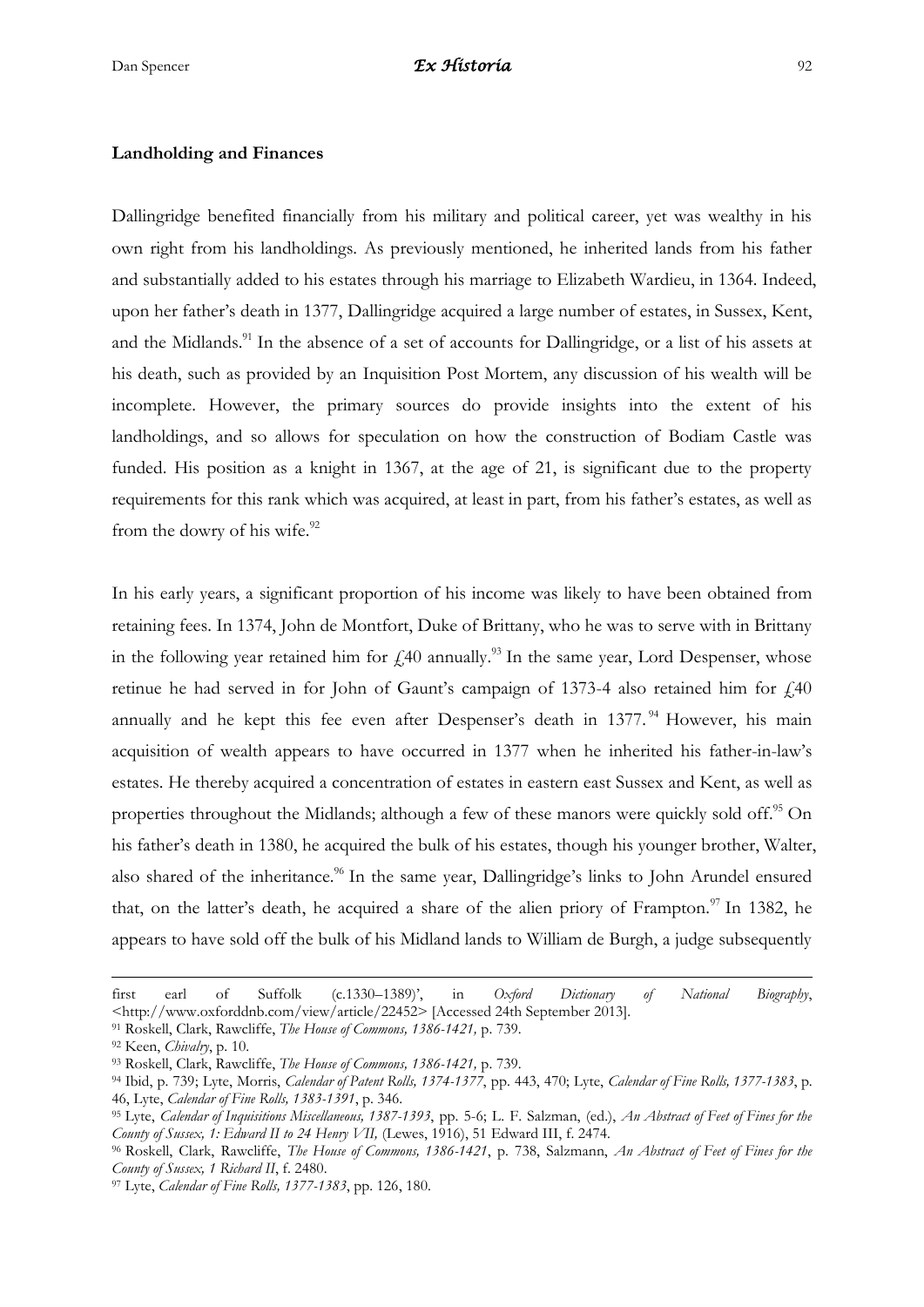**Landholding and Finances**

Dallingridge benefited financially from his military and political career, yet was wealthy in his own right from his landholdings. As previously mentioned, he inherited lands from his father and substantially added to his estates through his marriage to Elizabeth Wardieu, in 1364. Indeed, upon her father's death in 1377, Dallingridge acquired a large number of estates, in Sussex, Kent, and the Midlands.[91] In the absence of a set of accounts for Dallingridge, or a list of his assets at his death, such as provided by an Inquisition Post Mortem, any discussion of his wealth will be incomplete. However, the primary sources do provide insights into the extent of his landholdings, and so allows for speculation on how the construction of Bodiam Castle was funded. His position as a knight in 1367, at the age of 21, is significant due to the property requirements for this rank which was acquired, at least in part, from his father's estates, as well as from the dowry of his wife.[92]

In his early years, a significant proportion of his income was likely to have been obtained from retaining fees. In 1374, John de Montfort, Duke of Brittany, who he was to serve with in Brittany in the following year retained him for £40 annually.[93] In the same year, Lord Despenser, whose retinue he had served in for John of Gaunt's campaign of 1373-4 also retained him for £40 annually and he kept this fee even after Despenser's death in 1377.[94] However, his main acquisition of wealth appears to have occurred in 1377 when he inherited his father-in-law's estates. He thereby acquired a concentration of estates in eastern east Sussex and Kent, as well as properties throughout the Midlands; although a few of these manors were quickly sold off.[95] On his father's death in 1380, he acquired the bulk of his estates, though his younger brother, Walter, also shared of the inheritance.[96] In the same year, Dallingridge's links to John Arundel ensured that, on the latter's death, he acquired a share of the alien priory of Frampton.[97] In 1382, he appears to have sold off the bulk of his Midland lands to William de Burgh, a judge subsequently

first earl of Suffolk (c.1330–1389)', in *Oxford Dictionary of National Biography*, <http://www.oxforddnb.com/view/article/22452> [Accessed 24th September 2013].

[91] Roskell, Clark, Rawcliffe, *The House of Commons, 1386-1421,* p. 739.

[92] Keen, *Chivalry*, p. 10.

[93] Roskell, Clark, Rawcliffe, *The House of Commons, 1386-1421,* p. 739.

[94] Ibid, p. 739; Lyte, Morris, *Calendar of Patent Rolls, 1374-1377*, pp. 443, 470; Lyte, *Calendar of Fine Rolls, 1377-1383*, p. 46, Lyte, *Calendar of Fine Rolls, 1383-1391*, p. 346.

[95] Lyte, *Calendar of Inquisitions Miscellaneous, 1387-1393*, pp. 5-6; L. F. Salzman, (ed.), *An Abstract of Feet of Fines for the County of Sussex, 1: Edward II to 24 Henry VII,* (Lewes, 1916), 51 Edward III, f. 2474.

[96] Roskell, Clark, Rawcliffe, *The House of Commons, 1386-1421*, p. 738, Salzmann, *An Abstract of Feet of Fines for the County of Sussex, 1 Richard II*, f. 2480.

[97] Lyte, *Calendar of Fine Rolls, 1377-1383*, pp. 126, 180.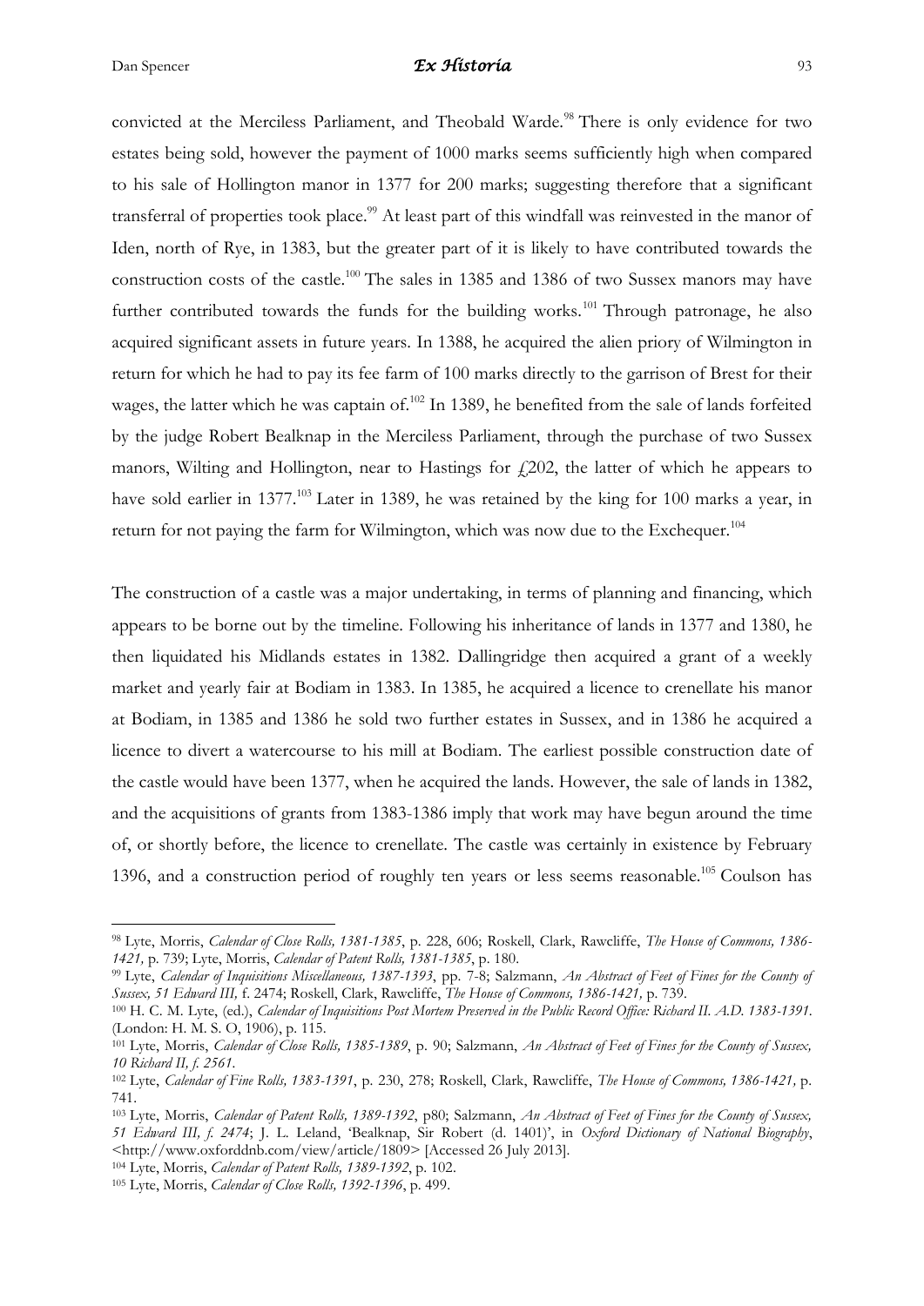convicted at the Merciless Parliament, and Theobald Warde.[98] There is only evidence for two estates being sold, however the payment of 1000 marks seems sufficiently high when compared to his sale of Hollington manor in 1377 for 200 marks; suggesting therefore that a significant transferral of properties took place.[99] At least part of this windfall was reinvested in the manor of Iden, north of Rye, in 1383, but the greater part of it is likely to have contributed towards the construction costs of the castle.[100] The sales in 1385 and 1386 of two Sussex manors may have further contributed towards the funds for the building works.[101] Through patronage, he also acquired significant assets in future years. In 1388, he acquired the alien priory of Wilmington in return for which he had to pay its fee farm of 100 marks directly to the garrison of Brest for their wages, the latter which he was captain of.[102] In 1389, he benefited from the sale of lands forfeited by the judge Robert Bealknap in the Merciless Parliament, through the purchase of two Sussex manors, Wilting and Hollington, near to Hastings for £202, the latter of which he appears to have sold earlier in 1377.[103] Later in 1389, he was retained by the king for 100 marks a year, in return for not paying the farm for Wilmington, which was now due to the Exchequer.[104]

The construction of a castle was a major undertaking, in terms of planning and financing, which appears to be borne out by the timeline. Following his inheritance of lands in 1377 and 1380, he then liquidated his Midlands estates in 1382. Dallingridge then acquired a grant of a weekly market and yearly fair at Bodiam in 1383. In 1385, he acquired a licence to crenellate his manor at Bodiam, in 1385 and 1386 he sold two further estates in Sussex, and in 1386 he acquired a licence to divert a watercourse to his mill at Bodiam. The earliest possible construction date of the castle would have been 1377, when he acquired the lands. However, the sale of lands in 1382, and the acquisitions of grants from 1383-1386 imply that work may have begun around the time of, or shortly before, the licence to crenellate. The castle was certainly in existence by February 1396, and a construction period of roughly ten years or less seems reasonable.[105] Coulson has

---

[98] Lyte, Morris, *Calendar of Close Rolls, 1381-1385*, p. 228, 606; Roskell, Clark, Rawcliffe, *The House of Commons, 1386-1421,* p. 739; Lyte, Morris, *Calendar of Patent Rolls, 1381-1385*, p. 180.

[99] Lyte, *Calendar of Inquisitions Miscellaneous, 1387-1393*, pp. 7-8; Salzmann, *An Abstract of Feet of Fines for the County of Sussex, 51 Edward III,* f. 2474; Roskell, Clark, Rawcliffe, *The House of Commons, 1386-1421,* p. 739.

[100] H. C. M. Lyte, (ed.), *Calendar of Inquisitions Post Mortem Preserved in the Public Record Office: Richard II. A.D. 1383-1391.* (London: H. M. S. O, 1906), p. 115.

[101] Lyte, Morris, *Calendar of Close Rolls, 1385-1389*, p. 90; Salzmann, *An Abstract of Feet of Fines for the County of Sussex, 10 Richard II, f. 2561.*

[102] Lyte, *Calendar of Fine Rolls, 1383-1391*, p. 230, 278; Roskell, Clark, Rawcliffe, *The House of Commons, 1386-1421,* p. 741.

[103] Lyte, Morris, *Calendar of Patent Rolls, 1389-1392*, p80; Salzmann, *An Abstract of Feet of Fines for the County of Sussex, 51 Edward III, f. 2474*; J. L. Leland, 'Bealknap, Sir Robert (d. 1401)', in *Oxford Dictionary of National Biography*, <http://www.oxforddnb.com/view/article/1809> [Accessed 26 July 2013].

[104] Lyte, Morris, *Calendar of Patent Rolls, 1389-1392*, p. 102.

[105] Lyte, Morris, *Calendar of Close Rolls, 1392-1396*, p. 499.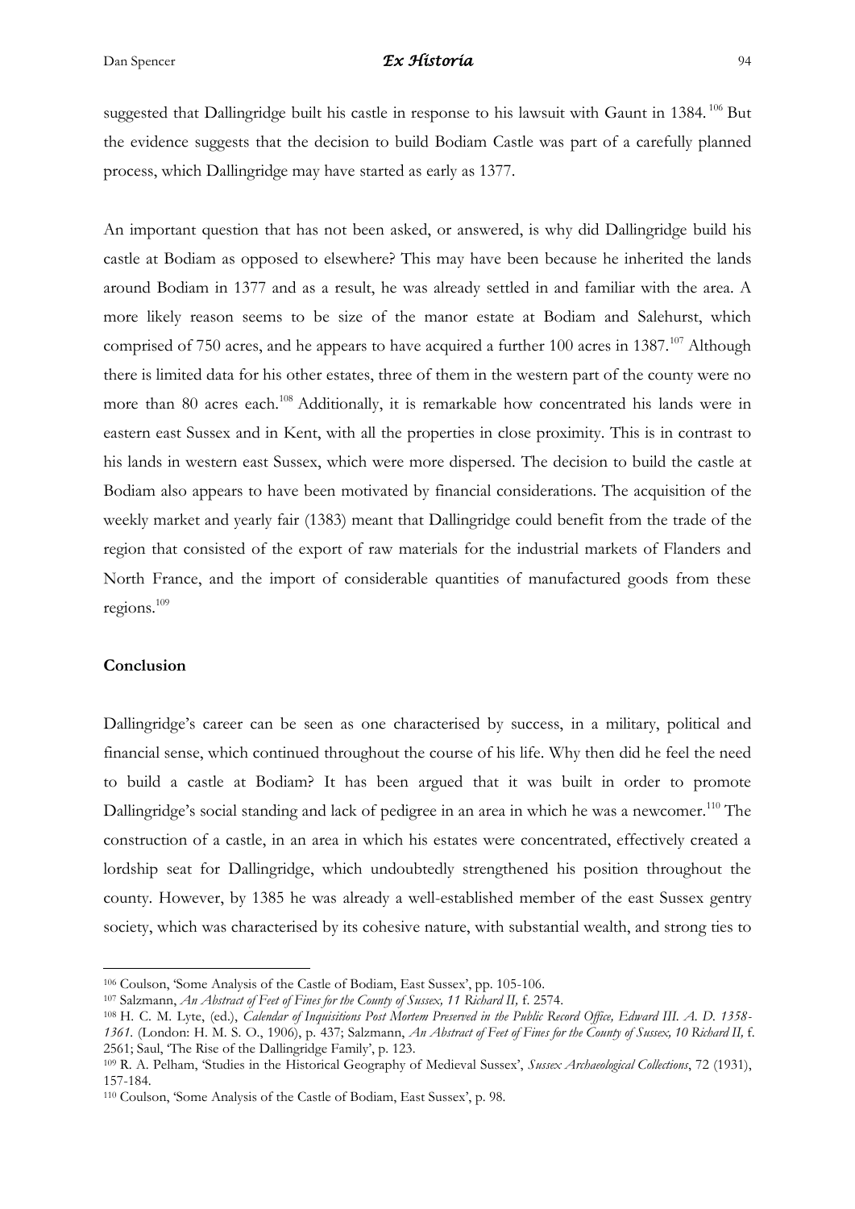suggested that Dallingridge built his castle in response to his lawsuit with Gaunt in 1384.[106] But the evidence suggests that the decision to build Bodiam Castle was part of a carefully planned process, which Dallingridge may have started as early as 1377.

An important question that has not been asked, or answered, is why did Dallingridge build his castle at Bodiam as opposed to elsewhere? This may have been because he inherited the lands around Bodiam in 1377 and as a result, he was already settled in and familiar with the area. A more likely reason seems to be size of the manor estate at Bodiam and Salehurst, which comprised of 750 acres, and he appears to have acquired a further 100 acres in 1387.[107] Although there is limited data for his other estates, three of them in the western part of the county were no more than 80 acres each.[108] Additionally, it is remarkable how concentrated his lands were in eastern east Sussex and in Kent, with all the properties in close proximity. This is in contrast to his lands in western east Sussex, which were more dispersed. The decision to build the castle at Bodiam also appears to have been motivated by financial considerations. The acquisition of the weekly market and yearly fair (1383) meant that Dallingridge could benefit from the trade of the region that consisted of the export of raw materials for the industrial markets of Flanders and North France, and the import of considerable quantities of manufactured goods from these regions.[109]

## Conclusion

Dallingridge's career can be seen as one characterised by success, in a military, political and financial sense, which continued throughout the course of his life. Why then did he feel the need to build a castle at Bodiam? It has been argued that it was built in order to promote Dallingridge's social standing and lack of pedigree in an area in which he was a newcomer.[110] The construction of a castle, in an area in which his estates were concentrated, effectively created a lordship seat for Dallingridge, which undoubtedly strengthened his position throughout the county. However, by 1385 he was already a well-established member of the east Sussex gentry society, which was characterised by its cohesive nature, with substantial wealth, and strong ties to

---

[106] Coulson, 'Some Analysis of the Castle of Bodiam, East Sussex', pp. 105-106.

[107] Salzmann, *An Abstract of Feet of Fines for the County of Sussex, 11 Richard II,* f. 2574.

[108] H. C. M. Lyte, (ed.), *Calendar of Inquisitions Post Mortem Preserved in the Public Record Office, Edward III. A. D. 1358-1361.* (London: H. M. S. O., 1906), p. 437; Salzmann, *An Abstract of Feet of Fines for the County of Sussex, 10 Richard II,* f. 2561; Saul, 'The Rise of the Dallingridge Family', p. 123.

[109] R. A. Pelham, 'Studies in the Historical Geography of Medieval Sussex', *Sussex Archaeological Collections*, 72 (1931), 157-184.

[110] Coulson, 'Some Analysis of the Castle of Bodiam, East Sussex', p. 98.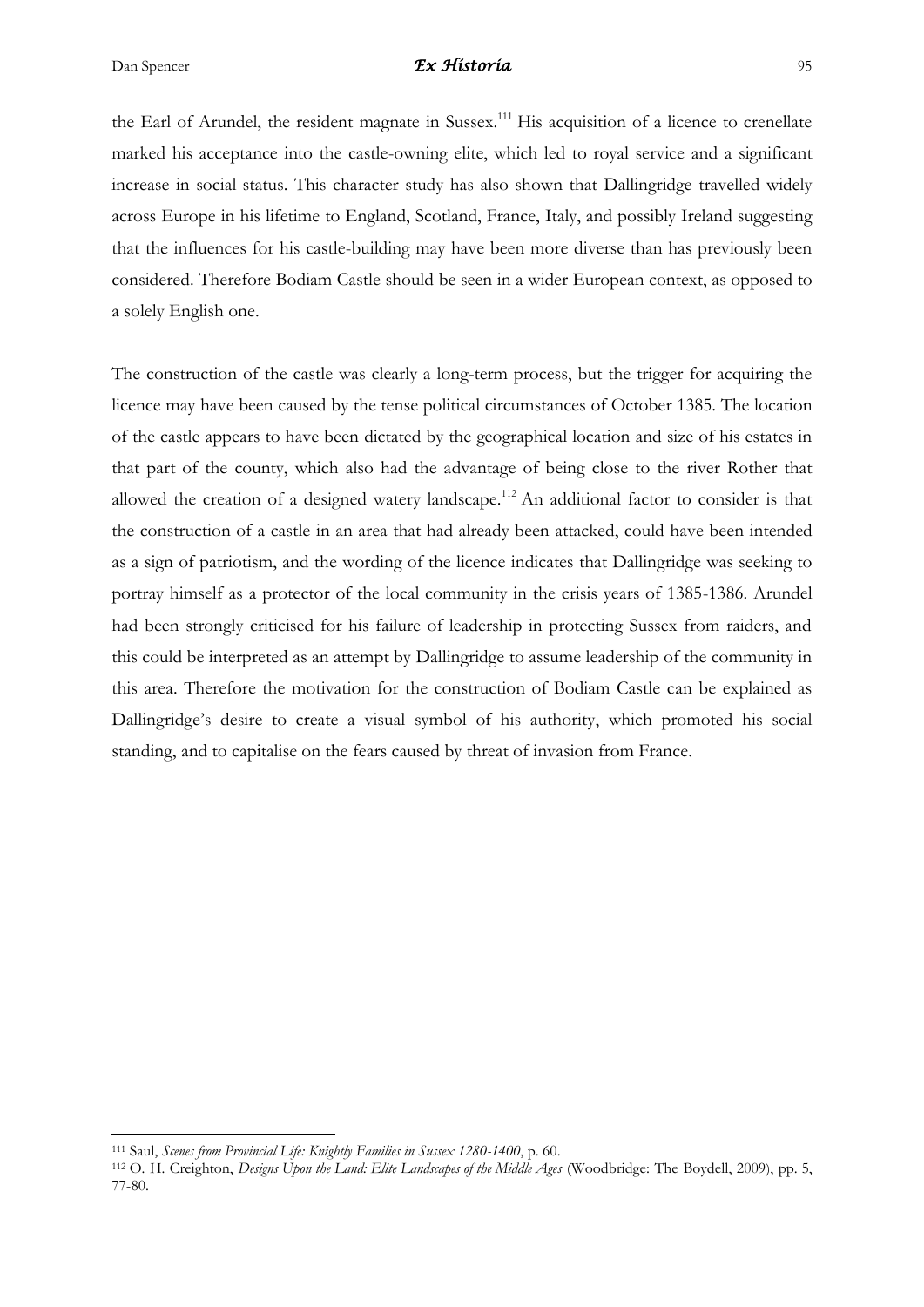the Earl of Arundel, the resident magnate in Sussex.[111] His acquisition of a licence to crenellate marked his acceptance into the castle-owning elite, which led to royal service and a significant increase in social status. This character study has also shown that Dallingridge travelled widely across Europe in his lifetime to England, Scotland, France, Italy, and possibly Ireland suggesting that the influences for his castle-building may have been more diverse than has previously been considered. Therefore Bodiam Castle should be seen in a wider European context, as opposed to a solely English one.

The construction of the castle was clearly a long-term process, but the trigger for acquiring the licence may have been caused by the tense political circumstances of October 1385. The location of the castle appears to have been dictated by the geographical location and size of his estates in that part of the county, which also had the advantage of being close to the river Rother that allowed the creation of a designed watery landscape.[112] An additional factor to consider is that the construction of a castle in an area that had already been attacked, could have been intended as a sign of patriotism, and the wording of the licence indicates that Dallingridge was seeking to portray himself as a protector of the local community in the crisis years of 1385-1386. Arundel had been strongly criticised for his failure of leadership in protecting Sussex from raiders, and this could be interpreted as an attempt by Dallingridge to assume leadership of the community in this area. Therefore the motivation for the construction of Bodiam Castle can be explained as Dallingridge's desire to create a visual symbol of his authority, which promoted his social standing, and to capitalise on the fears caused by threat of invasion from France.

---

[111] Saul, *Scenes from Provincial Life: Knightly Families in Sussex 1280-1400*, p. 60.

[112] O. H. Creighton, *Designs Upon the Land: Elite Landscapes of the Middle Ages* (Woodbridge: The Boydell, 2009), pp. 5, 77-80.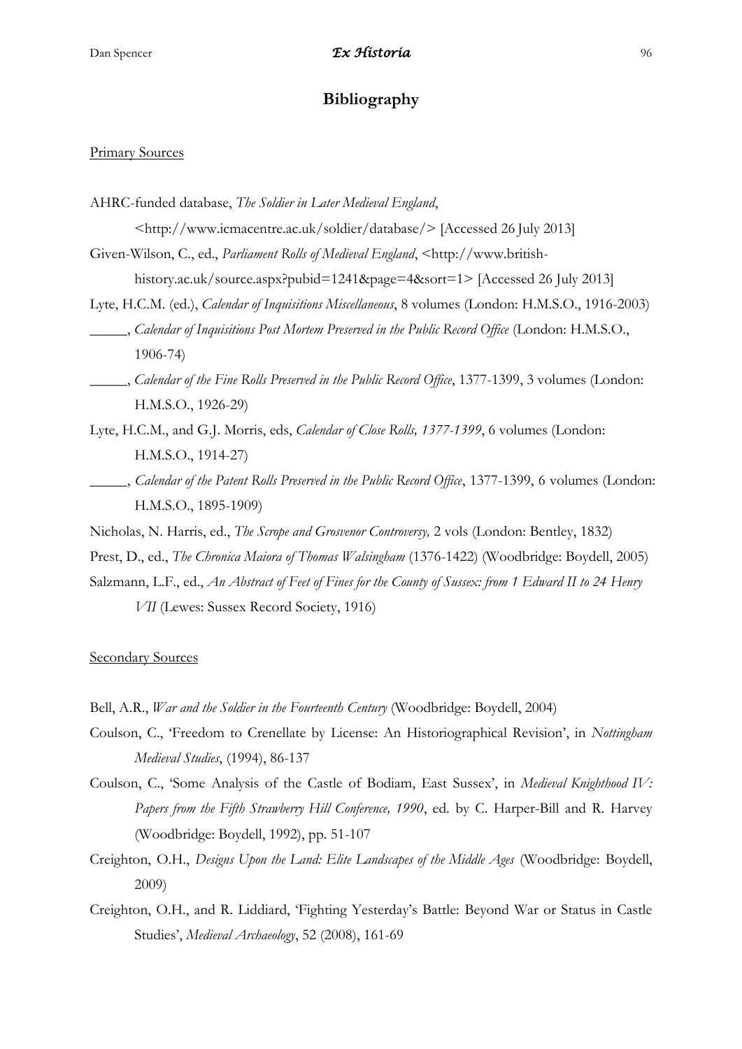# Bibliography

Primary Sources

AHRC-funded database, *The Soldier in Later Medieval England*, <http://www.icmacentre.ac.uk/soldier/database/> [Accessed 26 July 2013]

Given-Wilson, C., ed., *Parliament Rolls of Medieval England*, <http://www.british-history.ac.uk/source.aspx?pubid=1241&page=4&sort=1> [Accessed 26 July 2013]

Lyte, H.C.M. (ed.), *Calendar of Inquisitions Miscellaneous*, 8 volumes (London: H.M.S.O., 1916-2003)

_____, *Calendar of Inquisitions Post Mortem Preserved in the Public Record Office* (London: H.M.S.O., 1906-74)

_____, *Calendar of the Fine Rolls Preserved in the Public Record Office*, 1377-1399, 3 volumes (London: H.M.S.O., 1926-29)

Lyte, H.C.M., and G.J. Morris, eds, *Calendar of Close Rolls, 1377-1399*, 6 volumes (London: H.M.S.O., 1914-27)

_____, *Calendar of the Patent Rolls Preserved in the Public Record Office*, 1377-1399, 6 volumes (London: H.M.S.O., 1895-1909)

Nicholas, N. Harris, ed., *The Scrope and Grosvenor Controversy,* 2 vols (London: Bentley, 1832)

Prest, D., ed., *The Chronica Maiora of Thomas Walsingham* (1376-1422) (Woodbridge: Boydell, 2005)

Salzmann, L.F., ed., *An Abstract of Feet of Fines for the County of Sussex: from 1 Edward II to 24 Henry VII* (Lewes: Sussex Record Society, 1916)

Secondary Sources

Bell, A.R., *War and the Soldier in the Fourteenth Century* (Woodbridge: Boydell, 2004)

Coulson, C., 'Freedom to Crenellate by License: An Historiographical Revision', in *Nottingham Medieval Studies*, (1994), 86-137

Coulson, C., 'Some Analysis of the Castle of Bodiam, East Sussex', in *Medieval Knighthood IV: Papers from the Fifth Strawberry Hill Conference, 1990*, ed. by C. Harper-Bill and R. Harvey (Woodbridge: Boydell, 1992), pp. 51-107

Creighton, O.H., *Designs Upon the Land: Elite Landscapes of the Middle Ages* (Woodbridge: Boydell, 2009)

Creighton, O.H., and R. Liddiard, 'Fighting Yesterday's Battle: Beyond War or Status in Castle Studies', *Medieval Archaeology*, 52 (2008), 161-69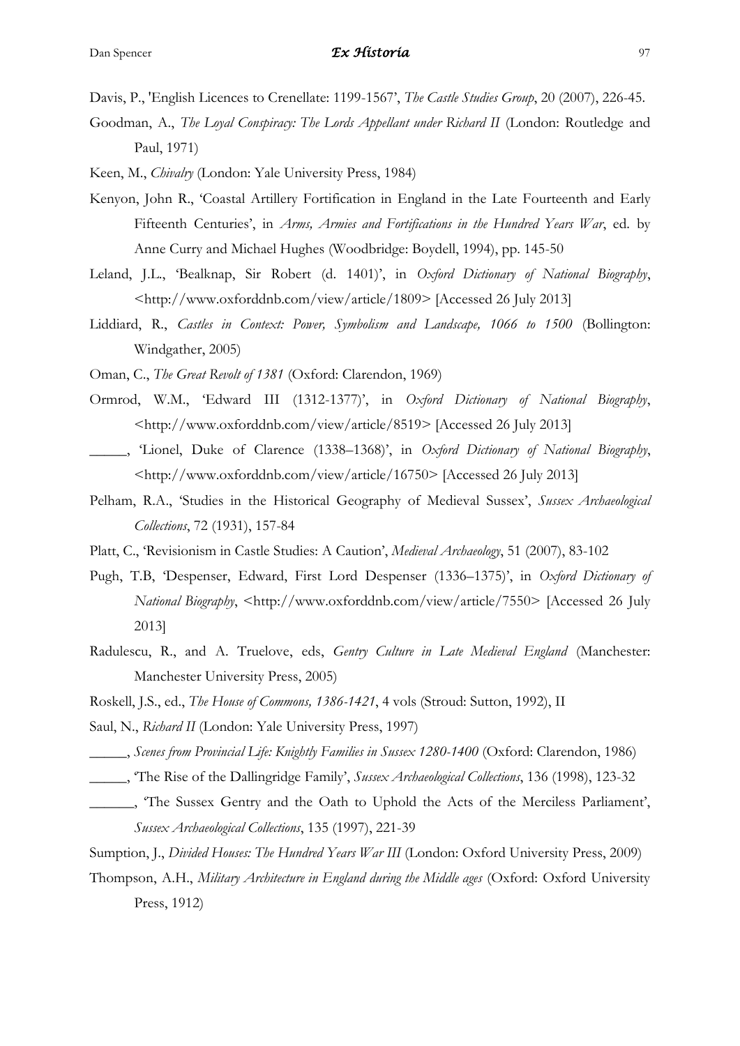Davis, P., 'English Licences to Crenellate: 1199-1567', *The Castle Studies Group*, 20 (2007), 226-45.

Goodman, A., *The Loyal Conspiracy: The Lords Appellant under Richard II* (London: Routledge and Paul, 1971)

Keen, M., *Chivalry* (London: Yale University Press, 1984)

Kenyon, John R., 'Coastal Artillery Fortification in England in the Late Fourteenth and Early Fifteenth Centuries', in *Arms, Armies and Fortifications in the Hundred Years War*, ed. by Anne Curry and Michael Hughes (Woodbridge: Boydell, 1994), pp. 145-50

Leland, J.L., 'Bealknap, Sir Robert (d. 1401)', in *Oxford Dictionary of National Biography*, <http://www.oxforddnb.com/view/article/1809> [Accessed 26 July 2013]

Liddiard, R., *Castles in Context: Power, Symbolism and Landscape, 1066 to 1500* (Bollington: Windgather, 2005)

Oman, C., *The Great Revolt of 1381* (Oxford: Clarendon, 1969)

Ormrod, W.M., 'Edward III (1312-1377)', in *Oxford Dictionary of National Biography*, <http://www.oxforddnb.com/view/article/8519> [Accessed 26 July 2013]

_____, 'Lionel, Duke of Clarence (1338–1368)', in *Oxford Dictionary of National Biography*, <http://www.oxforddnb.com/view/article/16750> [Accessed 26 July 2013]

Pelham, R.A., 'Studies in the Historical Geography of Medieval Sussex', *Sussex Archaeological Collections*, 72 (1931), 157-84

Platt, C., 'Revisionism in Castle Studies: A Caution', *Medieval Archaeology*, 51 (2007), 83-102

Pugh, T.B, 'Despenser, Edward, First Lord Despenser (1336–1375)', in *Oxford Dictionary of National Biography*, <http://www.oxforddnb.com/view/article/7550> [Accessed 26 July 2013]

Radulescu, R., and A. Truelove, eds, *Gentry Culture in Late Medieval England* (Manchester: Manchester University Press, 2005)

Roskell, J.S., ed., *The House of Commons, 1386-1421*, 4 vols (Stroud: Sutton, 1992), II

Saul, N., *Richard II* (London: Yale University Press, 1997)

_____, *Scenes from Provincial Life: Knightly Families in Sussex 1280-1400* (Oxford: Clarendon, 1986)

_____, 'The Rise of the Dallingridge Family', *Sussex Archaeological Collections*, 136 (1998), 123-32

______, 'The Sussex Gentry and the Oath to Uphold the Acts of the Merciless Parliament', *Sussex Archaeological Collections*, 135 (1997), 221-39

Sumption, J., *Divided Houses: The Hundred Years War III* (London: Oxford University Press, 2009)

Thompson, A.H., *Military Architecture in England during the Middle ages* (Oxford: Oxford University Press, 1912)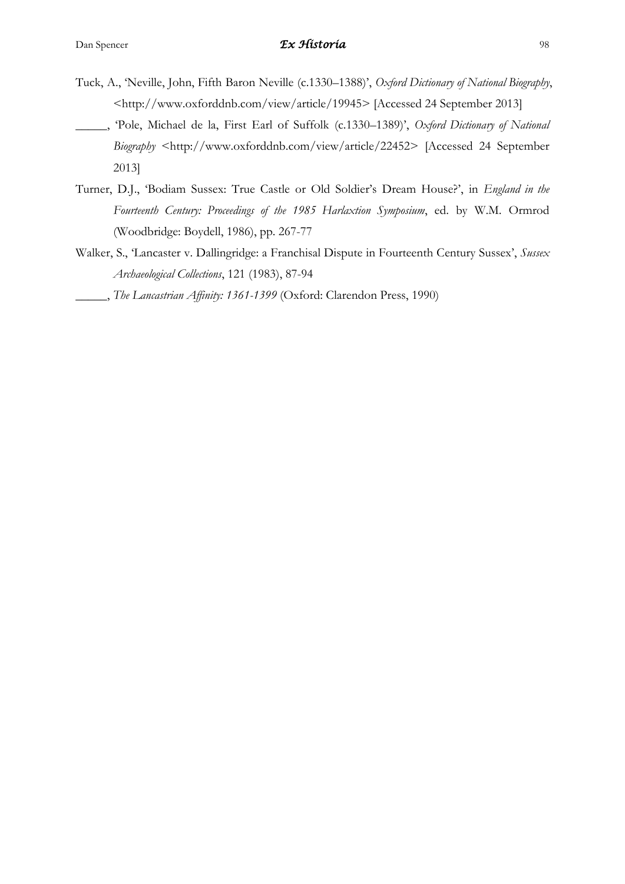Tuck, A., 'Neville, John, Fifth Baron Neville (c.1330–1388)', *Oxford Dictionary of National Biography*, <http://www.oxforddnb.com/view/article/19945> [Accessed 24 September 2013]

_____, 'Pole, Michael de la, First Earl of Suffolk (c.1330–1389)', *Oxford Dictionary of National Biography* <http://www.oxforddnb.com/view/article/22452> [Accessed 24 September 2013]

Turner, D.J., 'Bodiam Sussex: True Castle or Old Soldier's Dream House?', in *England in the Fourteenth Century: Proceedings of the 1985 Harlaxtion Symposium*, ed. by W.M. Ormrod (Woodbridge: Boydell, 1986), pp. 267-77

Walker, S., 'Lancaster v. Dallingridge: a Franchisal Dispute in Fourteenth Century Sussex', *Sussex Archaeological Collections*, 121 (1983), 87-94

_____, *The Lancastrian Affinity: 1361-1399* (Oxford: Clarendon Press, 1990)